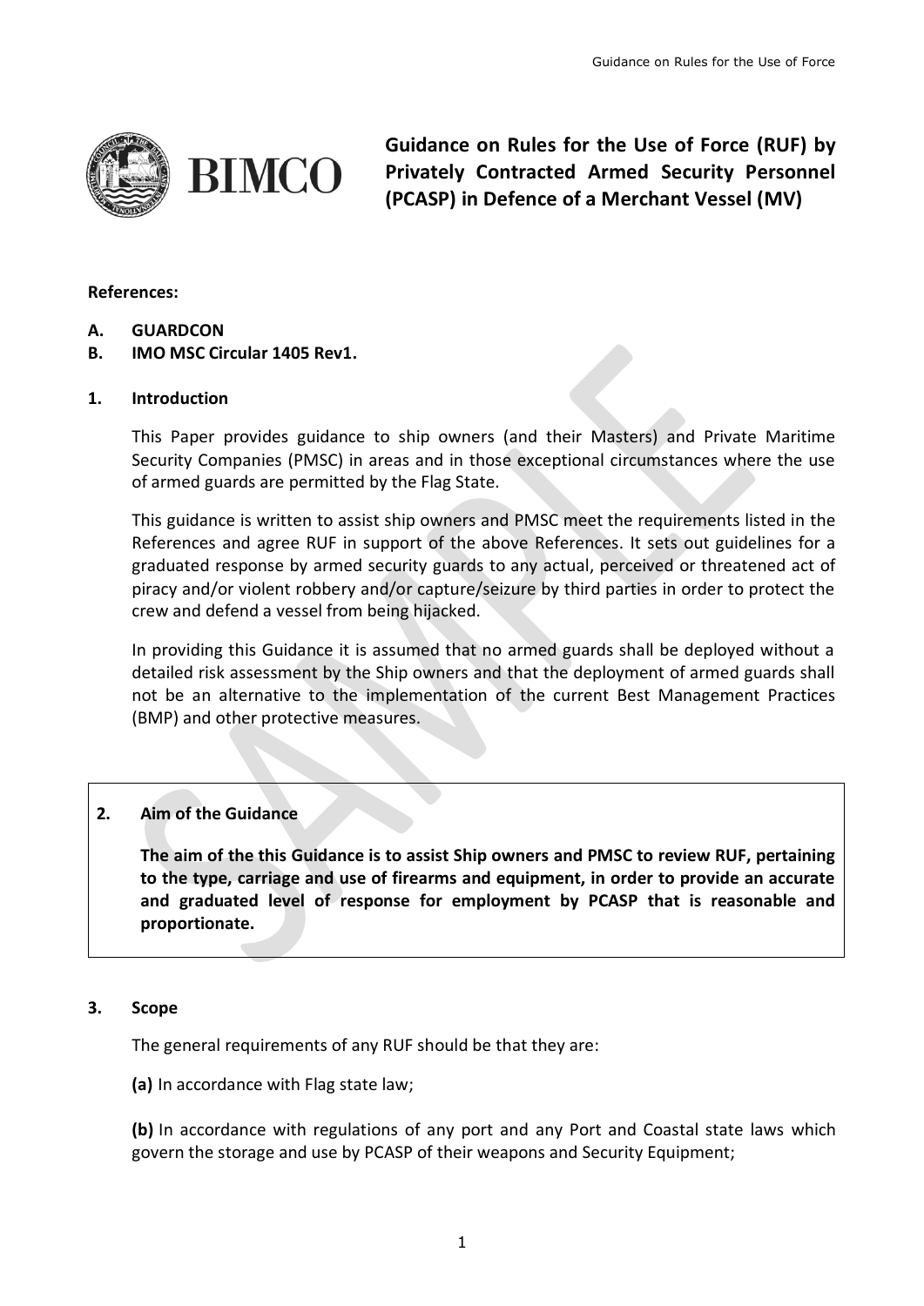# Guidance on Rules for the Use of Force (RUF) by Privately Contracted Armed Security Personnel (PCASP) in Defence of a Merchant Vessel (MV)

**References:**

**A. GUARDCON**

**B. IMO MSC Circular 1405 Rev1.**

## 1. Introduction

This Paper provides guidance to ship owners (and their Masters) and Private Maritime Security Companies (PMSC) in areas and in those exceptional circumstances where the use of armed guards are permitted by the Flag State.

This guidance is written to assist ship owners and PMSC meet the requirements listed in the References and agree RUF in support of the above References. It sets out guidelines for a graduated response by armed security guards to any actual, perceived or threatened act of piracy and/or violent robbery and/or capture/seizure by third parties in order to protect the crew and defend a vessel from being hijacked.

In providing this Guidance it is assumed that no armed guards shall be deployed without a detailed risk assessment by the Ship owners and that the deployment of armed guards shall not be an alternative to the implementation of the current Best Management Practices (BMP) and other protective measures.

## 2. Aim of the Guidance

**The aim of the this Guidance is to assist Ship owners and PMSC to review RUF, pertaining to the type, carriage and use of firearms and equipment, in order to provide an accurate and graduated level of response for employment by PCASP that is reasonable and proportionate.**

## 3. Scope

The general requirements of any RUF should be that they are:

**(a)** In accordance with Flag state law;

**(b)** In accordance with regulations of any port and any Port and Coastal state laws which govern the storage and use by PCASP of their weapons and Security Equipment;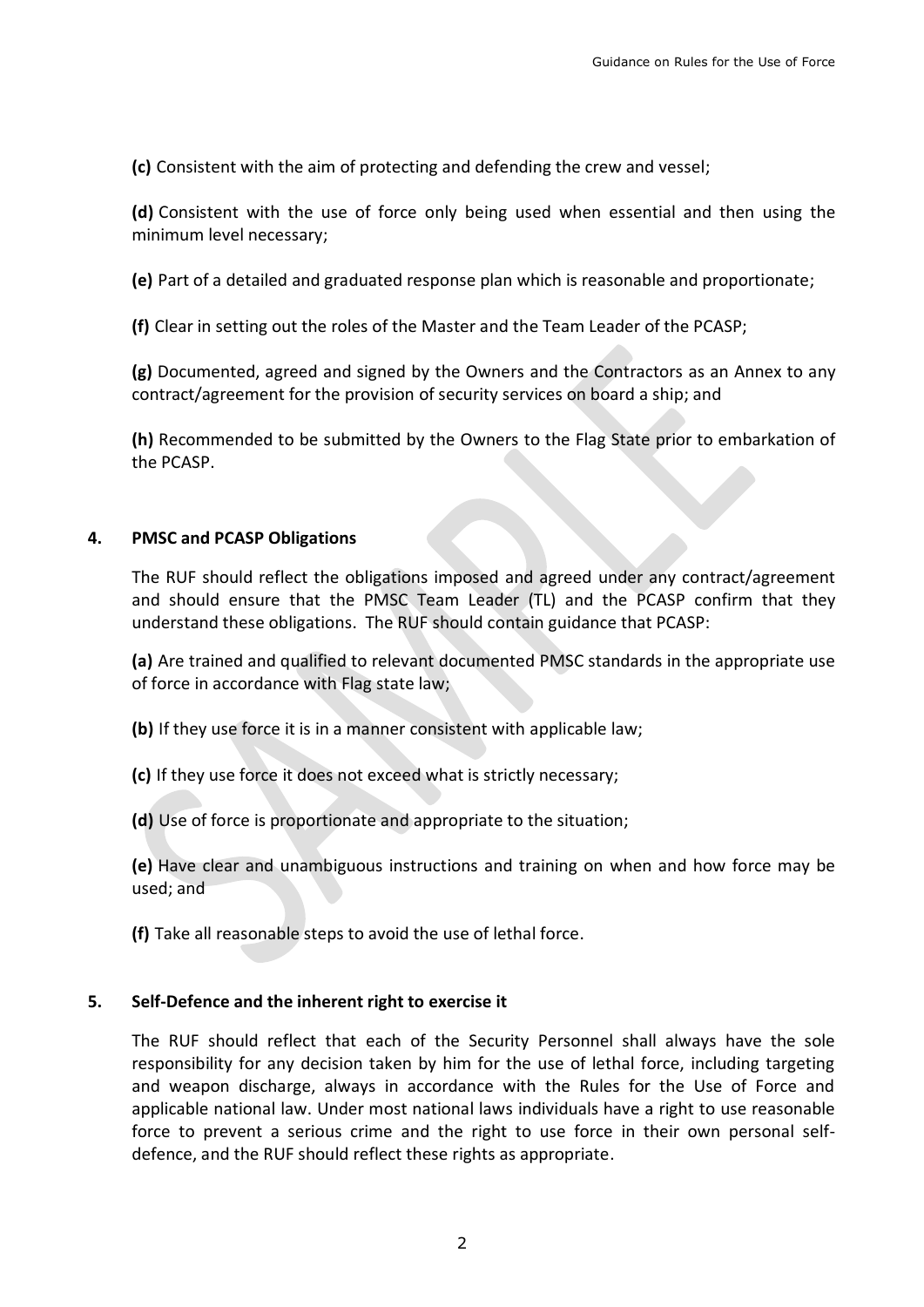**(c)** Consistent with the aim of protecting and defending the crew and vessel;

**(d)** Consistent with the use of force only being used when essential and then using the minimum level necessary;

**(e)** Part of a detailed and graduated response plan which is reasonable and proportionate;

**(f)** Clear in setting out the roles of the Master and the Team Leader of the PCASP;

**(g)** Documented, agreed and signed by the Owners and the Contractors as an Annex to any contract/agreement for the provision of security services on board a ship; and

**(h)** Recommended to be submitted by the Owners to the Flag State prior to embarkation of the PCASP.

## 4. PMSC and PCASP Obligations

The RUF should reflect the obligations imposed and agreed under any contract/agreement and should ensure that the PMSC Team Leader (TL) and the PCASP confirm that they understand these obligations. The RUF should contain guidance that PCASP:

**(a)** Are trained and qualified to relevant documented PMSC standards in the appropriate use of force in accordance with Flag state law;

**(b)** If they use force it is in a manner consistent with applicable law;

**(c)** If they use force it does not exceed what is strictly necessary;

**(d)** Use of force is proportionate and appropriate to the situation;

**(e)** Have clear and unambiguous instructions and training on when and how force may be used; and

**(f)** Take all reasonable steps to avoid the use of lethal force.

## 5. Self-Defence and the inherent right to exercise it

The RUF should reflect that each of the Security Personnel shall always have the sole responsibility for any decision taken by him for the use of lethal force, including targeting and weapon discharge, always in accordance with the Rules for the Use of Force and applicable national law. Under most national laws individuals have a right to use reasonable force to prevent a serious crime and the right to use force in their own personal self-defence, and the RUF should reflect these rights as appropriate.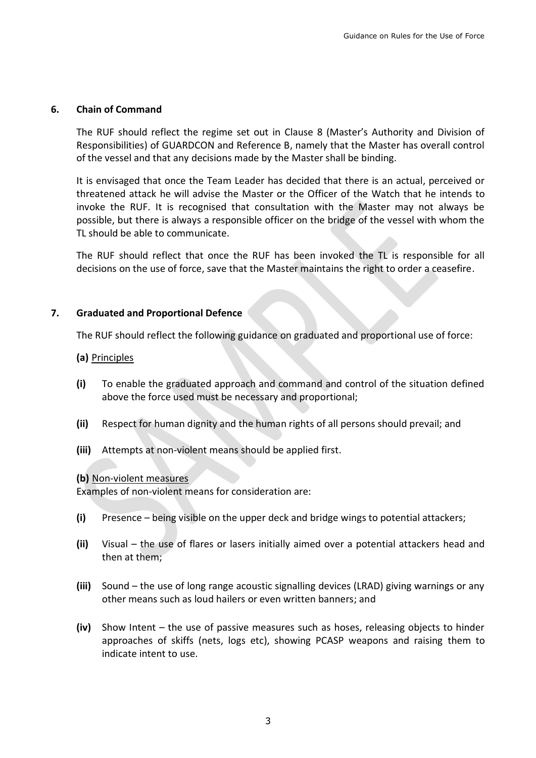## 6. Chain of Command

The RUF should reflect the regime set out in Clause 8 (Master's Authority and Division of Responsibilities) of GUARDCON and Reference B, namely that the Master has overall control of the vessel and that any decisions made by the Master shall be binding.

It is envisaged that once the Team Leader has decided that there is an actual, perceived or threatened attack he will advise the Master or the Officer of the Watch that he intends to invoke the RUF. It is recognised that consultation with the Master may not always be possible, but there is always a responsible officer on the bridge of the vessel with whom the TL should be able to communicate.

The RUF should reflect that once the RUF has been invoked the TL is responsible for all decisions on the use of force, save that the Master maintains the right to order a ceasefire.

## 7. Graduated and Proportional Defence

The RUF should reflect the following guidance on graduated and proportional use of force:

**(a)** Principles

**(i)** To enable the graduated approach and command and control of the situation defined above the force used must be necessary and proportional;

**(ii)** Respect for human dignity and the human rights of all persons should prevail; and

**(iii)** Attempts at non-violent means should be applied first.

**(b)** Non-violent measures

Examples of non-violent means for consideration are:

**(i)** Presence – being visible on the upper deck and bridge wings to potential attackers;

**(ii)** Visual – the use of flares or lasers initially aimed over a potential attackers head and then at them;

**(iii)** Sound – the use of long range acoustic signalling devices (LRAD) giving warnings or any other means such as loud hailers or even written banners; and

**(iv)** Show Intent – the use of passive measures such as hoses, releasing objects to hinder approaches of skiffs (nets, logs etc), showing PCASP weapons and raising them to indicate intent to use.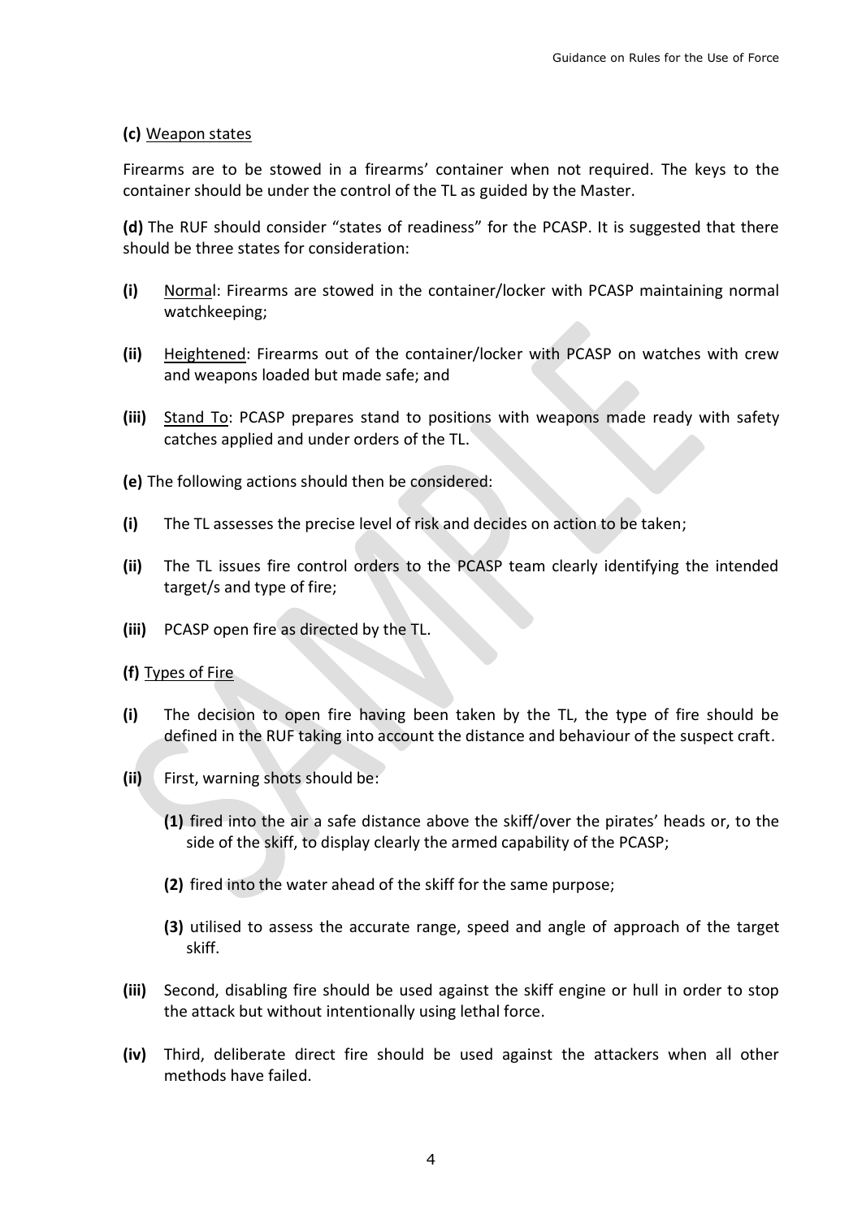**(c)** Weapon states

Firearms are to be stowed in a firearms' container when not required. The keys to the container should be under the control of the TL as guided by the Master.

**(d)** The RUF should consider "states of readiness" for the PCASP. It is suggested that there should be three states for consideration:

**(i)** Normal: Firearms are stowed in the container/locker with PCASP maintaining normal watchkeeping;

**(ii)** Heightened: Firearms out of the container/locker with PCASP on watches with crew and weapons loaded but made safe; and

**(iii)** Stand To: PCASP prepares stand to positions with weapons made ready with safety catches applied and under orders of the TL.

**(e)** The following actions should then be considered:

**(i)** The TL assesses the precise level of risk and decides on action to be taken;

**(ii)** The TL issues fire control orders to the PCASP team clearly identifying the intended target/s and type of fire;

**(iii)** PCASP open fire as directed by the TL.

**(f)** Types of Fire

**(i)** The decision to open fire having been taken by the TL, the type of fire should be defined in the RUF taking into account the distance and behaviour of the suspect craft.

**(ii)** First, warning shots should be:

**(1)** fired into the air a safe distance above the skiff/over the pirates' heads or, to the side of the skiff, to display clearly the armed capability of the PCASP;

**(2)** fired into the water ahead of the skiff for the same purpose;

**(3)** utilised to assess the accurate range, speed and angle of approach of the target skiff.

**(iii)** Second, disabling fire should be used against the skiff engine or hull in order to stop the attack but without intentionally using lethal force.

**(iv)** Third, deliberate direct fire should be used against the attackers when all other methods have failed.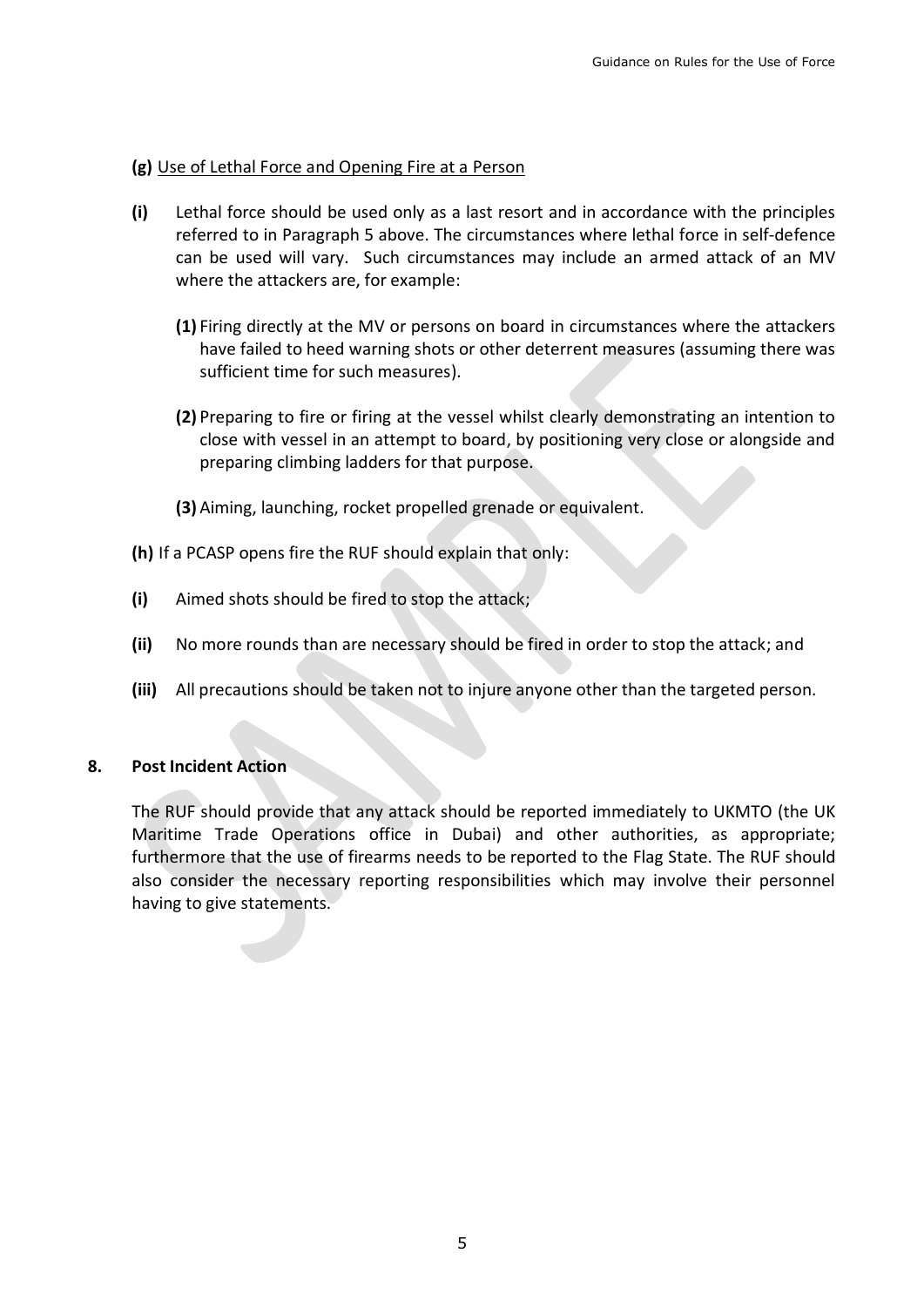**(g)** Use of Lethal Force and Opening Fire at a Person

**(i)** Lethal force should be used only as a last resort and in accordance with the principles referred to in Paragraph 5 above. The circumstances where lethal force in self-defence can be used will vary. Such circumstances may include an armed attack of an MV where the attackers are, for example:

**(1)** Firing directly at the MV or persons on board in circumstances where the attackers have failed to heed warning shots or other deterrent measures (assuming there was sufficient time for such measures).

**(2)** Preparing to fire or firing at the vessel whilst clearly demonstrating an intention to close with vessel in an attempt to board, by positioning very close or alongside and preparing climbing ladders for that purpose.

**(3)** Aiming, launching, rocket propelled grenade or equivalent.

**(h)** If a PCASP opens fire the RUF should explain that only:

**(i)** Aimed shots should be fired to stop the attack;

**(ii)** No more rounds than are necessary should be fired in order to stop the attack; and

**(iii)** All precautions should be taken not to injure anyone other than the targeted person.

## 8. Post Incident Action

The RUF should provide that any attack should be reported immediately to UKMTO (the UK Maritime Trade Operations office in Dubai) and other authorities, as appropriate; furthermore that the use of firearms needs to be reported to the Flag State. The RUF should also consider the necessary reporting responsibilities which may involve their personnel having to give statements.